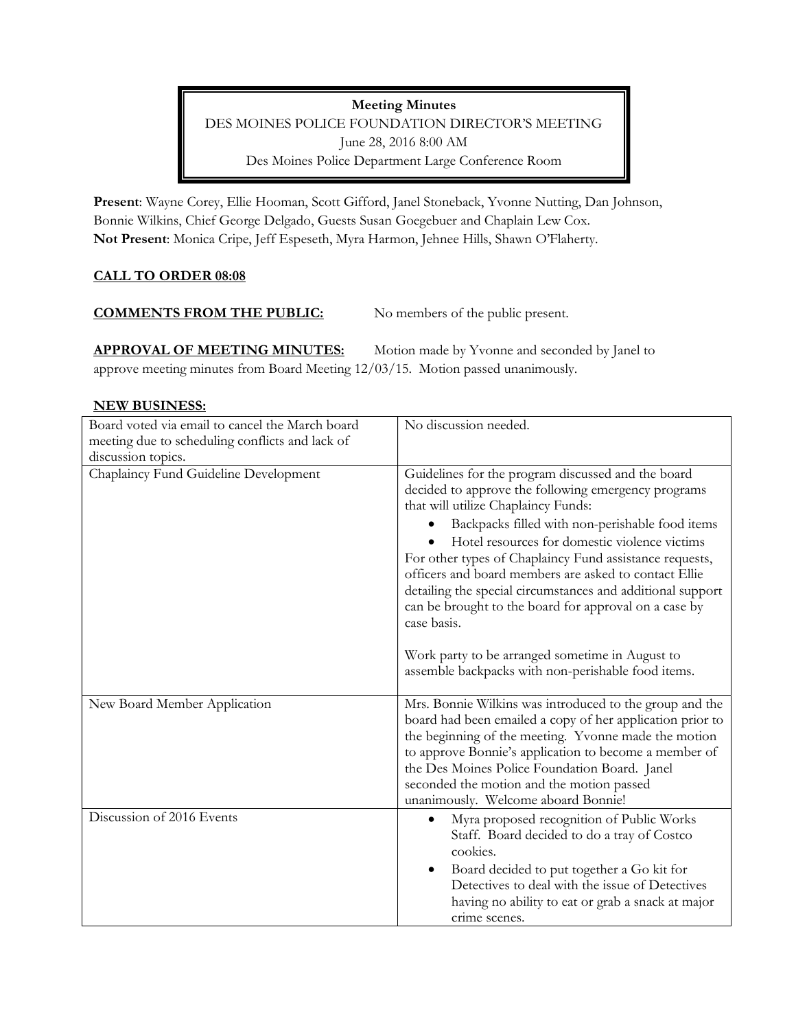**Meeting Minutes**

DES MOINES POLICE FOUNDATION DIRECTOR'S MEETING

June 28, 2016 8:00 AM

Des Moines Police Department Large Conference Room

**Present**: Wayne Corey, Ellie Hooman, Scott Gifford, Janel Stoneback, Yvonne Nutting, Dan Johnson, Bonnie Wilkins, Chief George Delgado, Guests Susan Goegebuer and Chaplain Lew Cox.
**Not Present**: Monica Cripe, Jeff Espeseth, Myra Harmon, Jehnee Hills, Shawn O'Flaherty.

**CALL TO ORDER 08:08**

**COMMENTS FROM THE PUBLIC:** No members of the public present.

**APPROVAL OF MEETING MINUTES:** Motion made by Yvonne and seconded by Janel to approve meeting minutes from Board Meeting 12/03/15. Motion passed unanimously.

**NEW BUSINESS:**

| | |
|---|---|
| Board voted via email to cancel the March board meeting due to scheduling conflicts and lack of discussion topics. | No discussion needed. |
| Chaplaincy Fund Guideline Development | Guidelines for the program discussed and the board decided to approve the following emergency programs that will utilize Chaplaincy Funds:<br>• Backpacks filled with non-perishable food items<br>• Hotel resources for domestic violence victims<br>For other types of Chaplaincy Fund assistance requests, officers and board members are asked to contact Ellie detailing the special circumstances and additional support can be brought to the board for approval on a case by case basis.<br><br>Work party to be arranged sometime in August to assemble backpacks with non-perishable food items. |
| New Board Member Application | Mrs. Bonnie Wilkins was introduced to the group and the board had been emailed a copy of her application prior to the beginning of the meeting. Yvonne made the motion to approve Bonnie's application to become a member of the Des Moines Police Foundation Board. Janel seconded the motion and the motion passed unanimously. Welcome aboard Bonnie! |
| Discussion of 2016 Events | • Myra proposed recognition of Public Works Staff. Board decided to do a tray of Costco cookies.<br>• Board decided to put together a Go kit for Detectives to deal with the issue of Detectives having no ability to eat or grab a snack at major crime scenes. |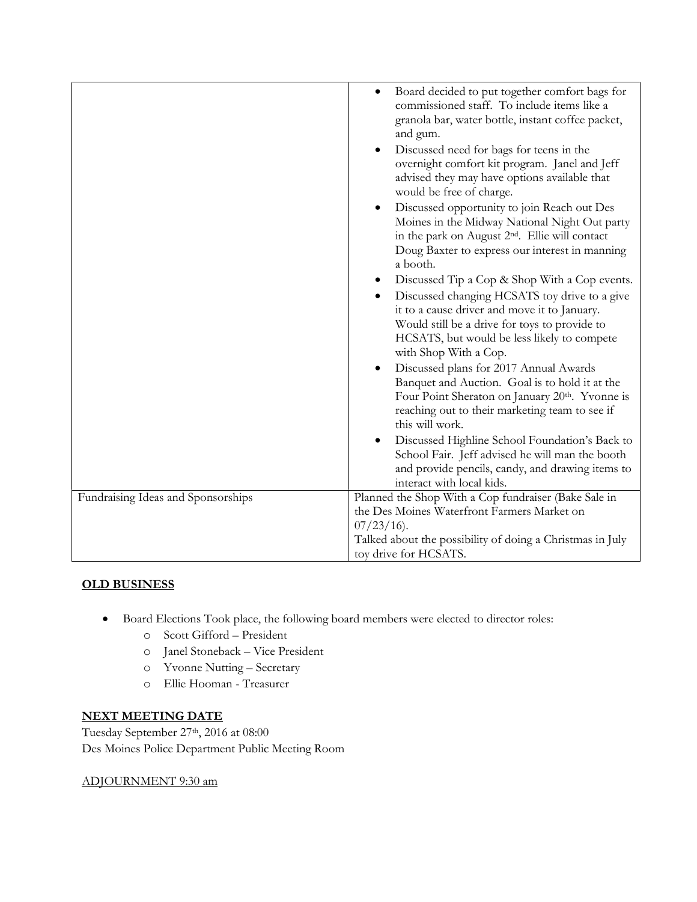| | |
|---|---|
| | • Board decided to put together comfort bags for commissioned staff. To include items like a granola bar, water bottle, instant coffee packet, and gum.<br>• Discussed need for bags for teens in the overnight comfort kit program. Janel and Jeff advised they may have options available that would be free of charge.<br>• Discussed opportunity to join Reach out Des Moines in the Midway National Night Out party in the park on August 2nd. Ellie will contact Doug Baxter to express our interest in manning a booth.<br>• Discussed Tip a Cop & Shop With a Cop events.<br>• Discussed changing HCSATS toy drive to a give it to a cause driver and move it to January. Would still be a drive for toys to provide to HCSATS, but would be less likely to compete with Shop With a Cop.<br>• Discussed plans for 2017 Annual Awards Banquet and Auction. Goal is to hold it at the Four Point Sheraton on January 20th. Yvonne is reaching out to their marketing team to see if this will work.<br>• Discussed Highline School Foundation's Back to School Fair. Jeff advised he will man the booth and provide pencils, candy, and drawing items to interact with local kids. |
| Fundraising Ideas and Sponsorships | Planned the Shop With a Cop fundraiser (Bake Sale in the Des Moines Waterfront Farmers Market on 07/23/16).<br>Talked about the possibility of doing a Christmas in July toy drive for HCSATS. |

## OLD BUSINESS

- Board Elections Took place, the following board members were elected to director roles:
  - Scott Gifford – President
  - Janel Stoneback – Vice President
  - Yvonne Nutting – Secretary
  - Ellie Hooman - Treasurer

## NEXT MEETING DATE

Tuesday September 27th, 2016 at 08:00
Des Moines Police Department Public Meeting Room

ADJOURNMENT 9:30 am